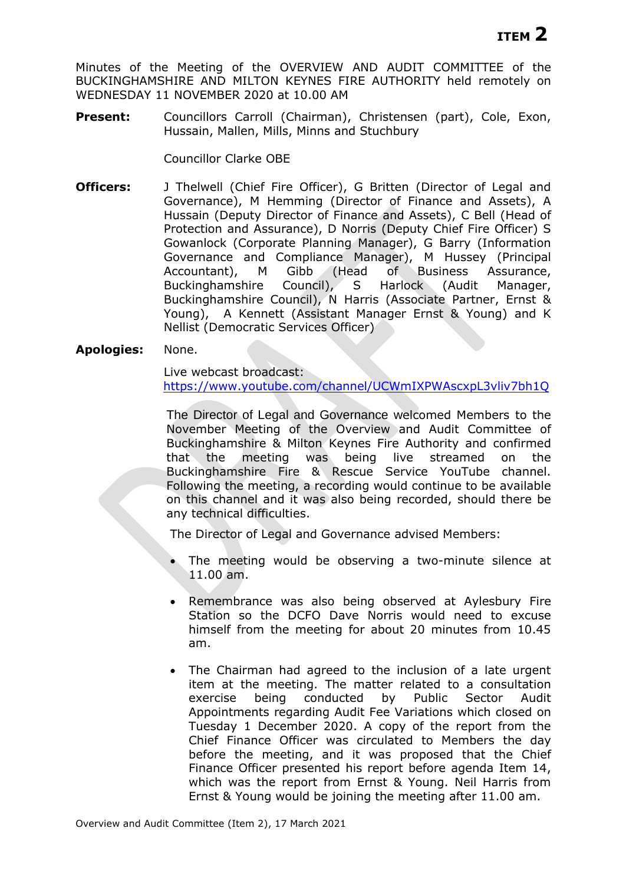**ITEM 2**

Minutes of the Meeting of the OVERVIEW AND AUDIT COMMITTEE of the BUCKINGHAMSHIRE AND MILTON KEYNES FIRE AUTHORITY held remotely on WEDNESDAY 11 NOVEMBER 2020 at 10.00 AM

**Present:** Councillors Carroll (Chairman), Christensen (part), Cole, Exon, Hussain, Mallen, Mills, Minns and Stuchbury

Councillor Clarke OBE

**Officers:** J Thelwell (Chief Fire Officer), G Britten (Director of Legal and Governance), M Hemming (Director of Finance and Assets), A Hussain (Deputy Director of Finance and Assets), C Bell (Head of Protection and Assurance), D Norris (Deputy Chief Fire Officer) S Gowanlock (Corporate Planning Manager), G Barry (Information Governance and Compliance Manager), M Hussey (Principal Accountant), M Gibb (Head of Business Assurance, Buckinghamshire Council), S Harlock (Audit Manager, Buckinghamshire Council), N Harris (Associate Partner, Ernst & Young), A Kennett (Assistant Manager Ernst & Young) and K Nellist (Democratic Services Officer)

**Apologies:** None.

Live webcast broadcast:
https://www.youtube.com/channel/UCWmIXPWAscxpL3vliv7bh1Q

The Director of Legal and Governance welcomed Members to the November Meeting of the Overview and Audit Committee of Buckinghamshire & Milton Keynes Fire Authority and confirmed that the meeting was being live streamed on the Buckinghamshire Fire & Rescue Service YouTube channel. Following the meeting, a recording would continue to be available on this channel and it was also being recorded, should there be any technical difficulties.

The Director of Legal and Governance advised Members:

- The meeting would be observing a two-minute silence at 11.00 am.
- Remembrance was also being observed at Aylesbury Fire Station so the DCFO Dave Norris would need to excuse himself from the meeting for about 20 minutes from 10.45 am.
- The Chairman had agreed to the inclusion of a late urgent item at the meeting. The matter related to a consultation exercise being conducted by Public Sector Audit Appointments regarding Audit Fee Variations which closed on Tuesday 1 December 2020. A copy of the report from the Chief Finance Officer was circulated to Members the day before the meeting, and it was proposed that the Chief Finance Officer presented his report before agenda Item 14, which was the report from Ernst & Young. Neil Harris from Ernst & Young would be joining the meeting after 11.00 am.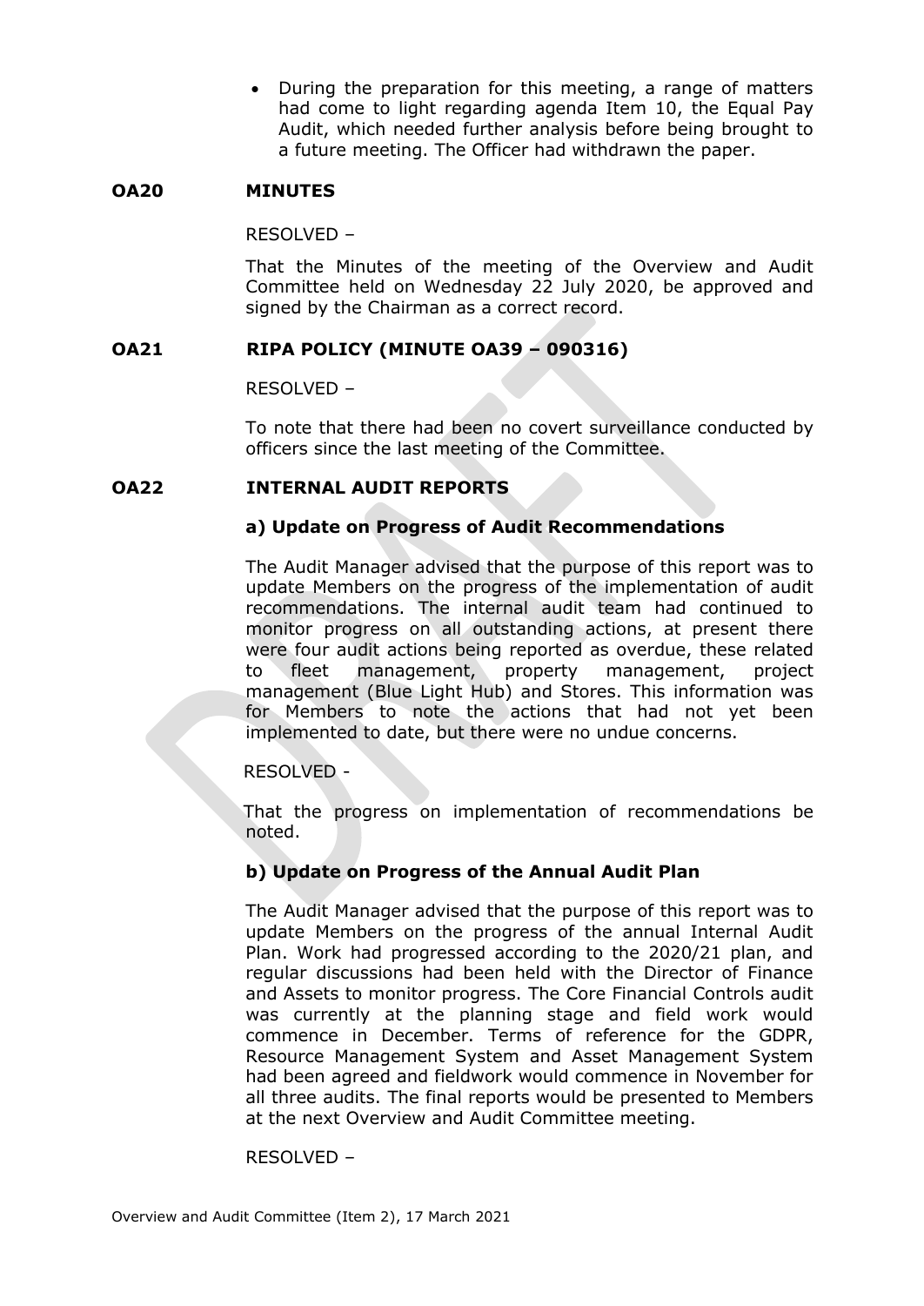- During the preparation for this meeting, a range of matters had come to light regarding agenda Item 10, the Equal Pay Audit, which needed further analysis before being brought to a future meeting. The Officer had withdrawn the paper.

## OA20 MINUTES

RESOLVED –

That the Minutes of the meeting of the Overview and Audit Committee held on Wednesday 22 July 2020, be approved and signed by the Chairman as a correct record.

## OA21 RIPA POLICY (MINUTE OA39 – 090316)

RESOLVED –

To note that there had been no covert surveillance conducted by officers since the last meeting of the Committee.

## OA22 INTERNAL AUDIT REPORTS

### a) Update on Progress of Audit Recommendations

The Audit Manager advised that the purpose of this report was to update Members on the progress of the implementation of audit recommendations. The internal audit team had continued to monitor progress on all outstanding actions, at present there were four audit actions being reported as overdue, these related to fleet management, property management, project management (Blue Light Hub) and Stores. This information was for Members to note the actions that had not yet been implemented to date, but there were no undue concerns.

RESOLVED -

That the progress on implementation of recommendations be noted.

### b) Update on Progress of the Annual Audit Plan

The Audit Manager advised that the purpose of this report was to update Members on the progress of the annual Internal Audit Plan. Work had progressed according to the 2020/21 plan, and regular discussions had been held with the Director of Finance and Assets to monitor progress. The Core Financial Controls audit was currently at the planning stage and field work would commence in December. Terms of reference for the GDPR, Resource Management System and Asset Management System had been agreed and fieldwork would commence in November for all three audits. The final reports would be presented to Members at the next Overview and Audit Committee meeting.

RESOLVED –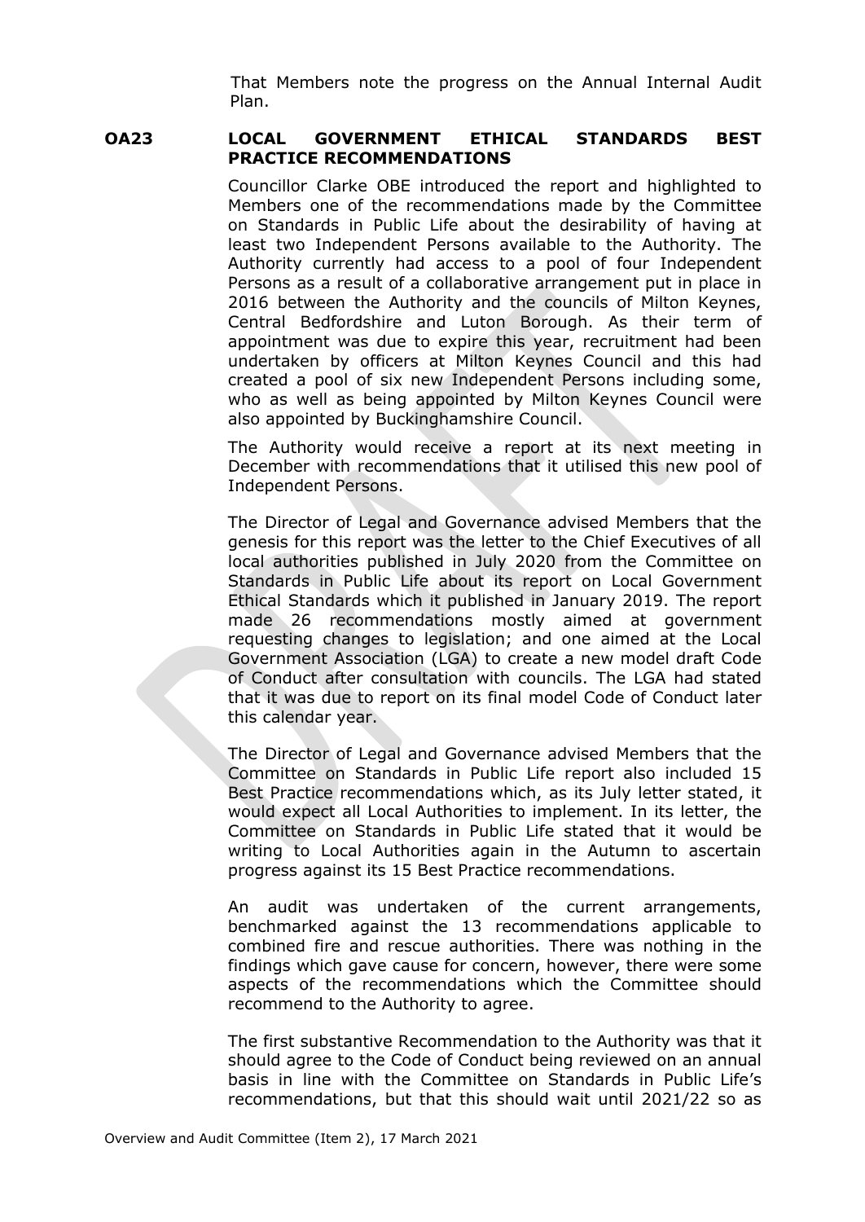That Members note the progress on the Annual Internal Audit Plan.

**OA23 LOCAL GOVERNMENT ETHICAL STANDARDS BEST PRACTICE RECOMMENDATIONS**

Councillor Clarke OBE introduced the report and highlighted to Members one of the recommendations made by the Committee on Standards in Public Life about the desirability of having at least two Independent Persons available to the Authority. The Authority currently had access to a pool of four Independent Persons as a result of a collaborative arrangement put in place in 2016 between the Authority and the councils of Milton Keynes, Central Bedfordshire and Luton Borough. As their term of appointment was due to expire this year, recruitment had been undertaken by officers at Milton Keynes Council and this had created a pool of six new Independent Persons including some, who as well as being appointed by Milton Keynes Council were also appointed by Buckinghamshire Council.

The Authority would receive a report at its next meeting in December with recommendations that it utilised this new pool of Independent Persons.

The Director of Legal and Governance advised Members that the genesis for this report was the letter to the Chief Executives of all local authorities published in July 2020 from the Committee on Standards in Public Life about its report on Local Government Ethical Standards which it published in January 2019. The report made 26 recommendations mostly aimed at government requesting changes to legislation; and one aimed at the Local Government Association (LGA) to create a new model draft Code of Conduct after consultation with councils. The LGA had stated that it was due to report on its final model Code of Conduct later this calendar year.

The Director of Legal and Governance advised Members that the Committee on Standards in Public Life report also included 15 Best Practice recommendations which, as its July letter stated, it would expect all Local Authorities to implement. In its letter, the Committee on Standards in Public Life stated that it would be writing to Local Authorities again in the Autumn to ascertain progress against its 15 Best Practice recommendations.

An audit was undertaken of the current arrangements, benchmarked against the 13 recommendations applicable to combined fire and rescue authorities. There was nothing in the findings which gave cause for concern, however, there were some aspects of the recommendations which the Committee should recommend to the Authority to agree.

The first substantive Recommendation to the Authority was that it should agree to the Code of Conduct being reviewed on an annual basis in line with the Committee on Standards in Public Life's recommendations, but that this should wait until 2021/22 so as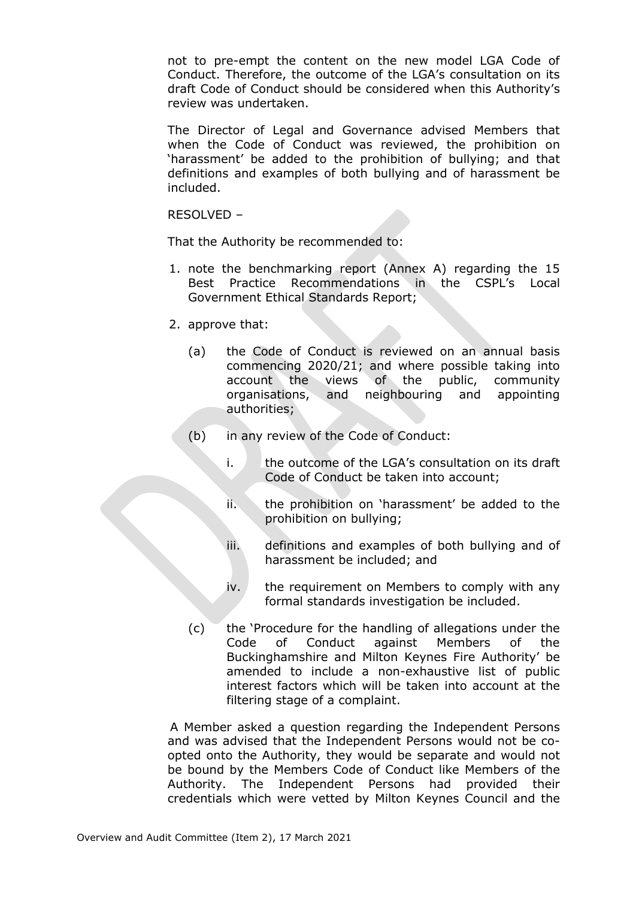not to pre-empt the content on the new model LGA Code of Conduct. Therefore, the outcome of the LGA's consultation on its draft Code of Conduct should be considered when this Authority's review was undertaken.

The Director of Legal and Governance advised Members that when the Code of Conduct was reviewed, the prohibition on 'harassment' be added to the prohibition of bullying; and that definitions and examples of both bullying and of harassment be included.

RESOLVED –

That the Authority be recommended to:

1. note the benchmarking report (Annex A) regarding the 15 Best Practice Recommendations in the CSPL's Local Government Ethical Standards Report;
2. approve that:
   - (a) the Code of Conduct is reviewed on an annual basis commencing 2020/21; and where possible taking into account the views of the public, community organisations, and neighbouring and appointing authorities;
   - (b) in any review of the Code of Conduct:
     - i. the outcome of the LGA's consultation on its draft Code of Conduct be taken into account;
     - ii. the prohibition on 'harassment' be added to the prohibition on bullying;
     - iii. definitions and examples of both bullying and of harassment be included; and
     - iv. the requirement on Members to comply with any formal standards investigation be included.
   - (c) the 'Procedure for the handling of allegations under the Code of Conduct against Members of the Buckinghamshire and Milton Keynes Fire Authority' be amended to include a non-exhaustive list of public interest factors which will be taken into account at the filtering stage of a complaint.

A Member asked a question regarding the Independent Persons and was advised that the Independent Persons would not be co-opted onto the Authority, they would be separate and would not be bound by the Members Code of Conduct like Members of the Authority. The Independent Persons had provided their credentials which were vetted by Milton Keynes Council and the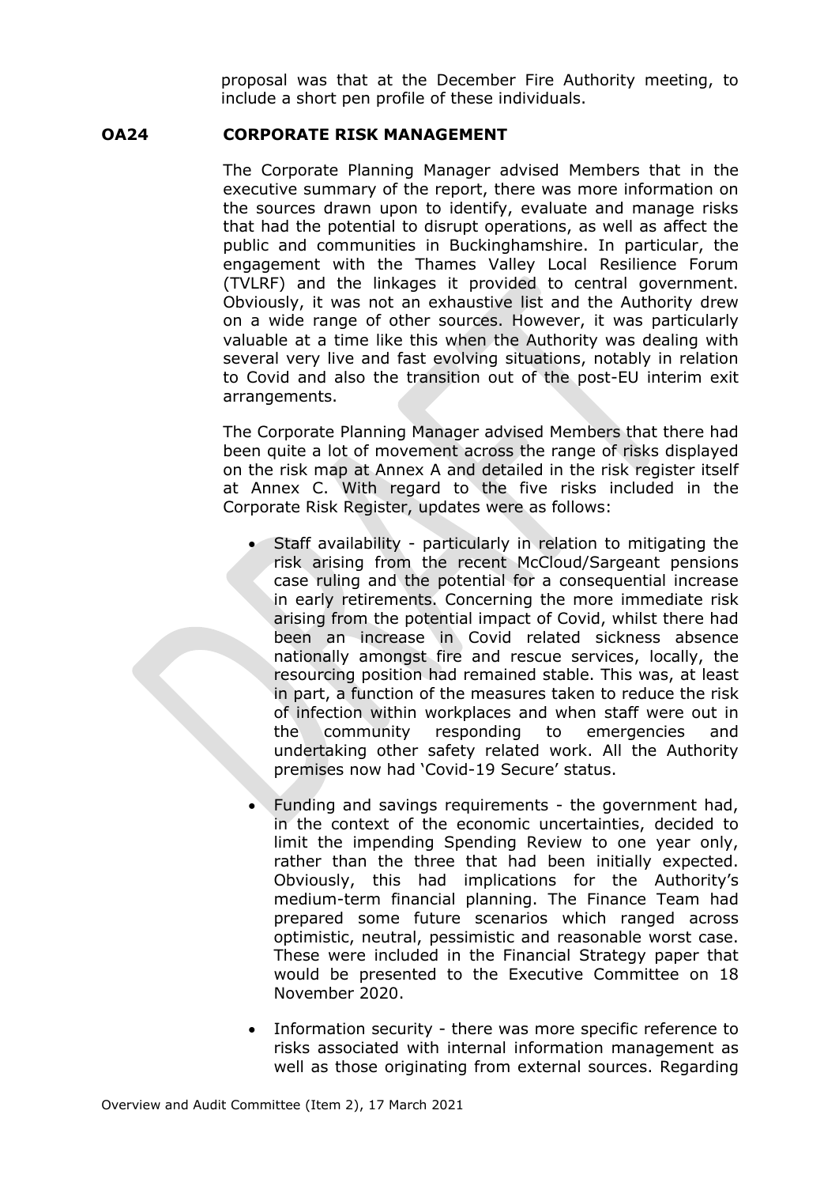proposal was that at the December Fire Authority meeting, to include a short pen profile of these individuals.

## OA24 CORPORATE RISK MANAGEMENT

The Corporate Planning Manager advised Members that in the executive summary of the report, there was more information on the sources drawn upon to identify, evaluate and manage risks that had the potential to disrupt operations, as well as affect the public and communities in Buckinghamshire. In particular, the engagement with the Thames Valley Local Resilience Forum (TVLRF) and the linkages it provided to central government. Obviously, it was not an exhaustive list and the Authority drew on a wide range of other sources. However, it was particularly valuable at a time like this when the Authority was dealing with several very live and fast evolving situations, notably in relation to Covid and also the transition out of the post-EU interim exit arrangements.

The Corporate Planning Manager advised Members that there had been quite a lot of movement across the range of risks displayed on the risk map at Annex A and detailed in the risk register itself at Annex C. With regard to the five risks included in the Corporate Risk Register, updates were as follows:

- Staff availability - particularly in relation to mitigating the risk arising from the recent McCloud/Sargeant pensions case ruling and the potential for a consequential increase in early retirements. Concerning the more immediate risk arising from the potential impact of Covid, whilst there had been an increase in Covid related sickness absence nationally amongst fire and rescue services, locally, the resourcing position had remained stable. This was, at least in part, a function of the measures taken to reduce the risk of infection within workplaces and when staff were out in the community responding to emergencies and undertaking other safety related work. All the Authority premises now had 'Covid-19 Secure' status.

- Funding and savings requirements - the government had, in the context of the economic uncertainties, decided to limit the impending Spending Review to one year only, rather than the three that had been initially expected. Obviously, this had implications for the Authority's medium-term financial planning. The Finance Team had prepared some future scenarios which ranged across optimistic, neutral, pessimistic and reasonable worst case. These were included in the Financial Strategy paper that would be presented to the Executive Committee on 18 November 2020.

- Information security - there was more specific reference to risks associated with internal information management as well as those originating from external sources. Regarding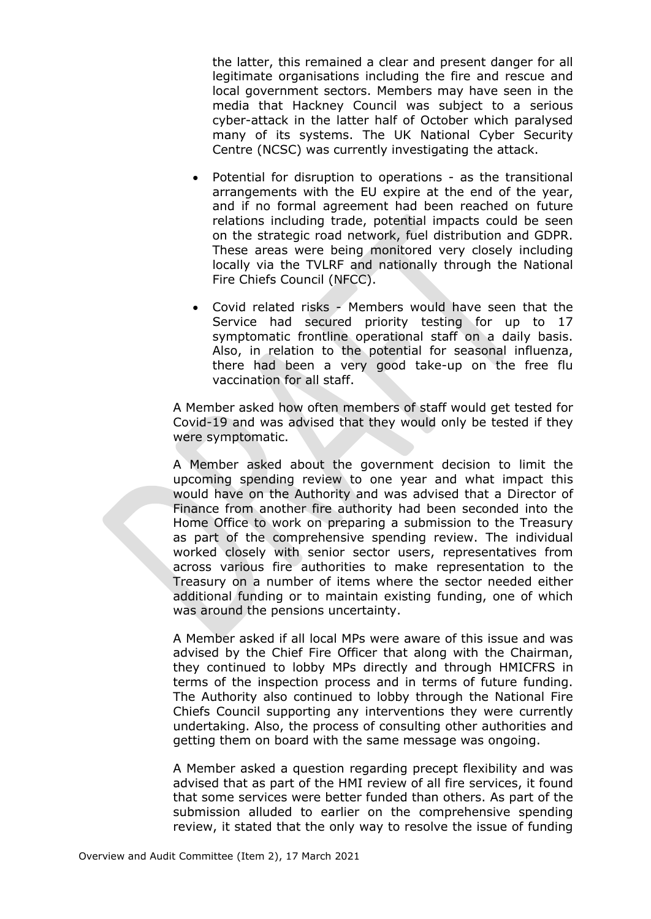the latter, this remained a clear and present danger for all legitimate organisations including the fire and rescue and local government sectors. Members may have seen in the media that Hackney Council was subject to a serious cyber-attack in the latter half of October which paralysed many of its systems. The UK National Cyber Security Centre (NCSC) was currently investigating the attack.

- Potential for disruption to operations - as the transitional arrangements with the EU expire at the end of the year, and if no formal agreement had been reached on future relations including trade, potential impacts could be seen on the strategic road network, fuel distribution and GDPR. These areas were being monitored very closely including locally via the TVLRF and nationally through the National Fire Chiefs Council (NFCC).
- Covid related risks - Members would have seen that the Service had secured priority testing for up to 17 symptomatic frontline operational staff on a daily basis. Also, in relation to the potential for seasonal influenza, there had been a very good take-up on the free flu vaccination for all staff.

A Member asked how often members of staff would get tested for Covid-19 and was advised that they would only be tested if they were symptomatic.

A Member asked about the government decision to limit the upcoming spending review to one year and what impact this would have on the Authority and was advised that a Director of Finance from another fire authority had been seconded into the Home Office to work on preparing a submission to the Treasury as part of the comprehensive spending review. The individual worked closely with senior sector users, representatives from across various fire authorities to make representation to the Treasury on a number of items where the sector needed either additional funding or to maintain existing funding, one of which was around the pensions uncertainty.

A Member asked if all local MPs were aware of this issue and was advised by the Chief Fire Officer that along with the Chairman, they continued to lobby MPs directly and through HMICFRS in terms of the inspection process and in terms of future funding. The Authority also continued to lobby through the National Fire Chiefs Council supporting any interventions they were currently undertaking. Also, the process of consulting other authorities and getting them on board with the same message was ongoing.

A Member asked a question regarding precept flexibility and was advised that as part of the HMI review of all fire services, it found that some services were better funded than others. As part of the submission alluded to earlier on the comprehensive spending review, it stated that the only way to resolve the issue of funding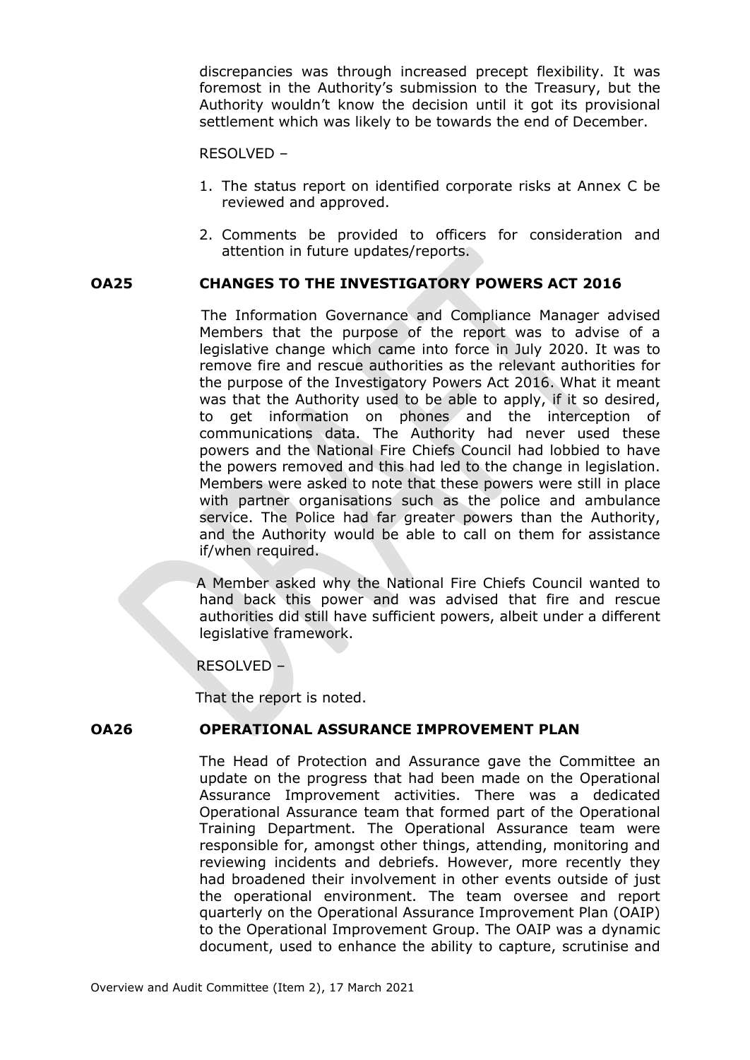discrepancies was through increased precept flexibility. It was foremost in the Authority's submission to the Treasury, but the Authority wouldn't know the decision until it got its provisional settlement which was likely to be towards the end of December.

RESOLVED –

1. The status report on identified corporate risks at Annex C be reviewed and approved.
2. Comments be provided to officers for consideration and attention in future updates/reports.

## OA25 CHANGES TO THE INVESTIGATORY POWERS ACT 2016

The Information Governance and Compliance Manager advised Members that the purpose of the report was to advise of a legislative change which came into force in July 2020. It was to remove fire and rescue authorities as the relevant authorities for the purpose of the Investigatory Powers Act 2016. What it meant was that the Authority used to be able to apply, if it so desired, to get information on phones and the interception of communications data. The Authority had never used these powers and the National Fire Chiefs Council had lobbied to have the powers removed and this had led to the change in legislation. Members were asked to note that these powers were still in place with partner organisations such as the police and ambulance service. The Police had far greater powers than the Authority, and the Authority would be able to call on them for assistance if/when required.

A Member asked why the National Fire Chiefs Council wanted to hand back this power and was advised that fire and rescue authorities did still have sufficient powers, albeit under a different legislative framework.

RESOLVED –

That the report is noted.

## OA26 OPERATIONAL ASSURANCE IMPROVEMENT PLAN

The Head of Protection and Assurance gave the Committee an update on the progress that had been made on the Operational Assurance Improvement activities. There was a dedicated Operational Assurance team that formed part of the Operational Training Department. The Operational Assurance team were responsible for, amongst other things, attending, monitoring and reviewing incidents and debriefs. However, more recently they had broadened their involvement in other events outside of just the operational environment. The team oversee and report quarterly on the Operational Assurance Improvement Plan (OAIP) to the Operational Improvement Group. The OAIP was a dynamic document, used to enhance the ability to capture, scrutinise and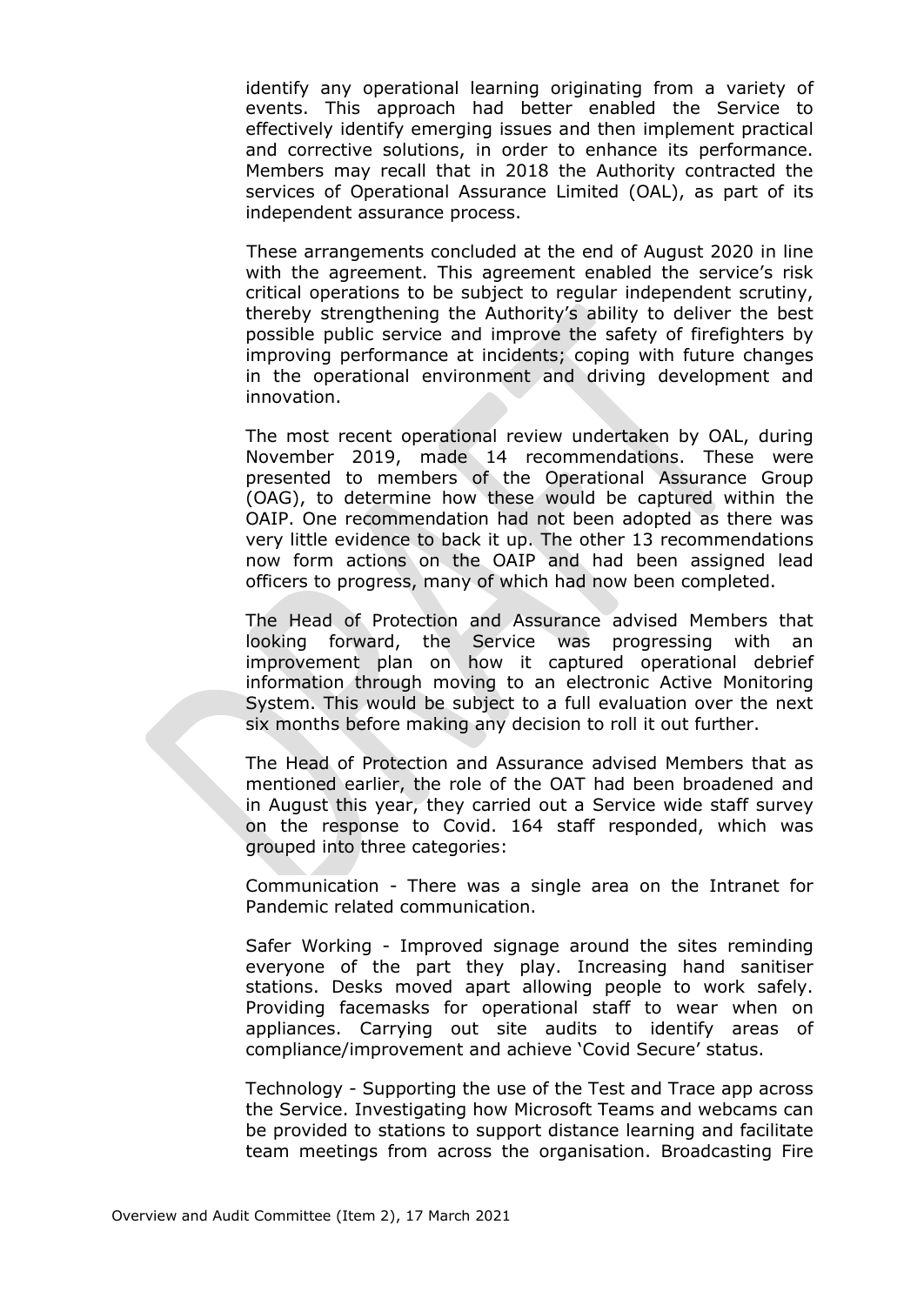identify any operational learning originating from a variety of events. This approach had better enabled the Service to effectively identify emerging issues and then implement practical and corrective solutions, in order to enhance its performance. Members may recall that in 2018 the Authority contracted the services of Operational Assurance Limited (OAL), as part of its independent assurance process.

These arrangements concluded at the end of August 2020 in line with the agreement. This agreement enabled the service's risk critical operations to be subject to regular independent scrutiny, thereby strengthening the Authority's ability to deliver the best possible public service and improve the safety of firefighters by improving performance at incidents; coping with future changes in the operational environment and driving development and innovation.

The most recent operational review undertaken by OAL, during November 2019, made 14 recommendations. These were presented to members of the Operational Assurance Group (OAG), to determine how these would be captured within the OAIP. One recommendation had not been adopted as there was very little evidence to back it up. The other 13 recommendations now form actions on the OAIP and had been assigned lead officers to progress, many of which had now been completed.

The Head of Protection and Assurance advised Members that looking forward, the Service was progressing with an improvement plan on how it captured operational debrief information through moving to an electronic Active Monitoring System. This would be subject to a full evaluation over the next six months before making any decision to roll it out further.

The Head of Protection and Assurance advised Members that as mentioned earlier, the role of the OAT had been broadened and in August this year, they carried out a Service wide staff survey on the response to Covid. 164 staff responded, which was grouped into three categories:

Communication - There was a single area on the Intranet for Pandemic related communication.

Safer Working - Improved signage around the sites reminding everyone of the part they play. Increasing hand sanitiser stations. Desks moved apart allowing people to work safely. Providing facemasks for operational staff to wear when on appliances. Carrying out site audits to identify areas of compliance/improvement and achieve 'Covid Secure' status.

Technology - Supporting the use of the Test and Trace app across the Service. Investigating how Microsoft Teams and webcams can be provided to stations to support distance learning and facilitate team meetings from across the organisation. Broadcasting Fire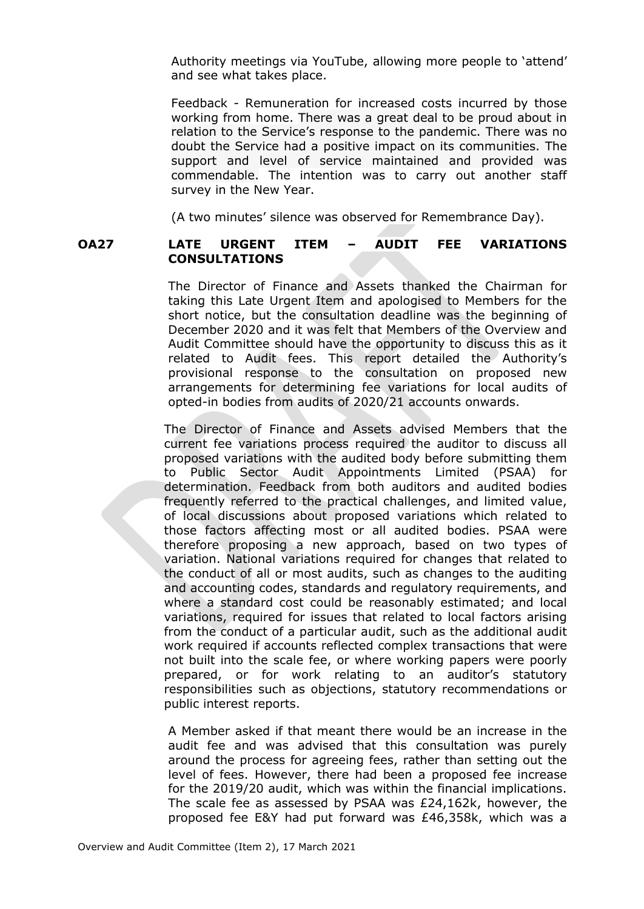Authority meetings via YouTube, allowing more people to 'attend' and see what takes place.

Feedback - Remuneration for increased costs incurred by those working from home. There was a great deal to be proud about in relation to the Service's response to the pandemic. There was no doubt the Service had a positive impact on its communities. The support and level of service maintained and provided was commendable. The intention was to carry out another staff survey in the New Year.

(A two minutes' silence was observed for Remembrance Day).

**OA27 LATE URGENT ITEM – AUDIT FEE VARIATIONS CONSULTATIONS**

The Director of Finance and Assets thanked the Chairman for taking this Late Urgent Item and apologised to Members for the short notice, but the consultation deadline was the beginning of December 2020 and it was felt that Members of the Overview and Audit Committee should have the opportunity to discuss this as it related to Audit fees. This report detailed the Authority's provisional response to the consultation on proposed new arrangements for determining fee variations for local audits of opted-in bodies from audits of 2020/21 accounts onwards.

The Director of Finance and Assets advised Members that the current fee variations process required the auditor to discuss all proposed variations with the audited body before submitting them to Public Sector Audit Appointments Limited (PSAA) for determination. Feedback from both auditors and audited bodies frequently referred to the practical challenges, and limited value, of local discussions about proposed variations which related to those factors affecting most or all audited bodies. PSAA were therefore proposing a new approach, based on two types of variation. National variations required for changes that related to the conduct of all or most audits, such as changes to the auditing and accounting codes, standards and regulatory requirements, and where a standard cost could be reasonably estimated; and local variations, required for issues that related to local factors arising from the conduct of a particular audit, such as the additional audit work required if accounts reflected complex transactions that were not built into the scale fee, or where working papers were poorly prepared, or for work relating to an auditor's statutory responsibilities such as objections, statutory recommendations or public interest reports.

A Member asked if that meant there would be an increase in the audit fee and was advised that this consultation was purely around the process for agreeing fees, rather than setting out the level of fees. However, there had been a proposed fee increase for the 2019/20 audit, which was within the financial implications. The scale fee as assessed by PSAA was £24,162k, however, the proposed fee E&Y had put forward was £46,358k, which was a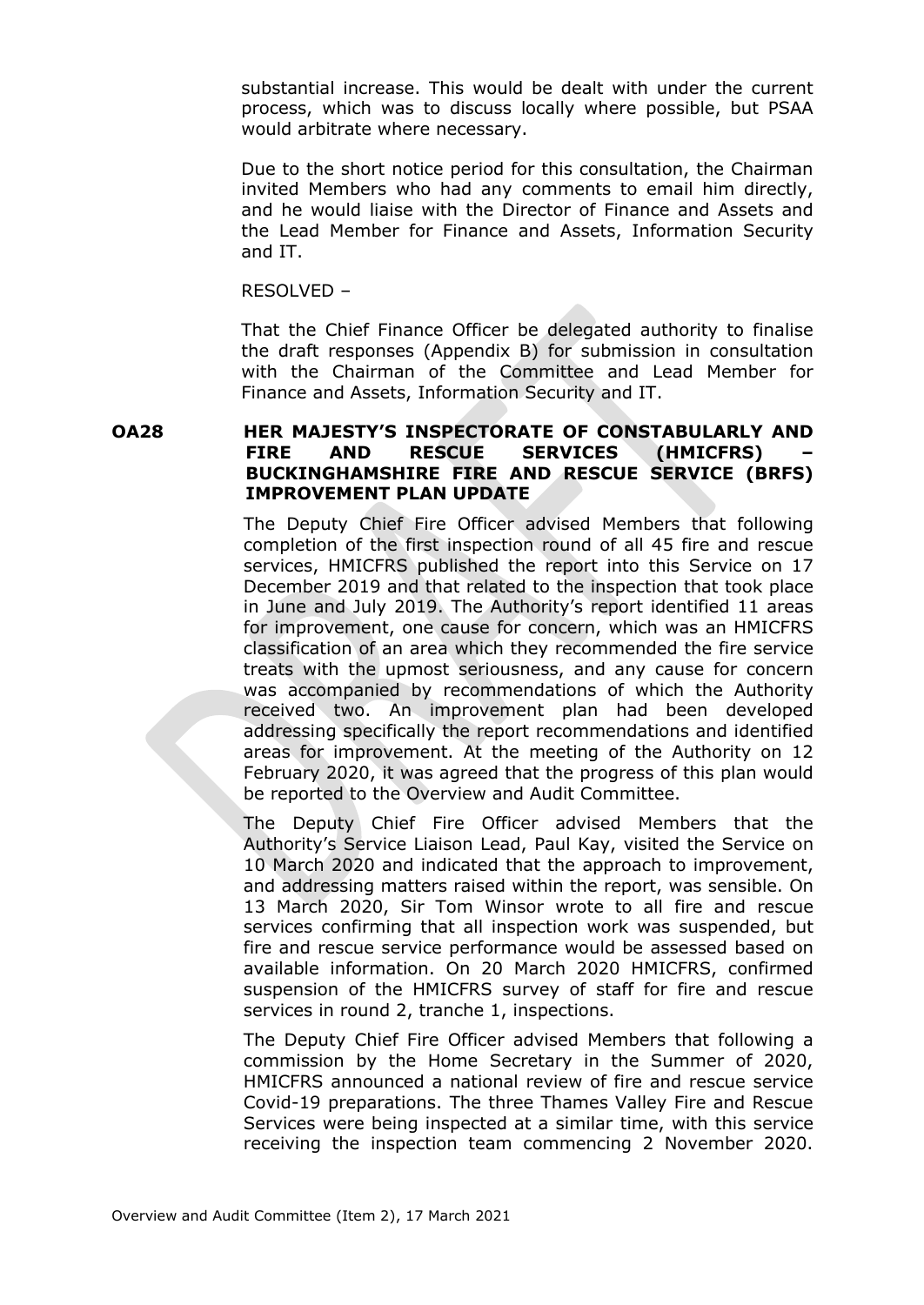substantial increase. This would be dealt with under the current process, which was to discuss locally where possible, but PSAA would arbitrate where necessary.

Due to the short notice period for this consultation, the Chairman invited Members who had any comments to email him directly, and he would liaise with the Director of Finance and Assets and the Lead Member for Finance and Assets, Information Security and IT.

RESOLVED –

That the Chief Finance Officer be delegated authority to finalise the draft responses (Appendix B) for submission in consultation with the Chairman of the Committee and Lead Member for Finance and Assets, Information Security and IT.

**OA28 HER MAJESTY'S INSPECTORATE OF CONSTABULARLY AND FIRE AND RESCUE SERVICES (HMICFRS) – BUCKINGHAMSHIRE FIRE AND RESCUE SERVICE (BRFS) IMPROVEMENT PLAN UPDATE**

The Deputy Chief Fire Officer advised Members that following completion of the first inspection round of all 45 fire and rescue services, HMICFRS published the report into this Service on 17 December 2019 and that related to the inspection that took place in June and July 2019. The Authority's report identified 11 areas for improvement, one cause for concern, which was an HMICFRS classification of an area which they recommended the fire service treats with the upmost seriousness, and any cause for concern was accompanied by recommendations of which the Authority received two. An improvement plan had been developed addressing specifically the report recommendations and identified areas for improvement. At the meeting of the Authority on 12 February 2020, it was agreed that the progress of this plan would be reported to the Overview and Audit Committee.

The Deputy Chief Fire Officer advised Members that the Authority's Service Liaison Lead, Paul Kay, visited the Service on 10 March 2020 and indicated that the approach to improvement, and addressing matters raised within the report, was sensible. On 13 March 2020, Sir Tom Winsor wrote to all fire and rescue services confirming that all inspection work was suspended, but fire and rescue service performance would be assessed based on available information. On 20 March 2020 HMICFRS, confirmed suspension of the HMICFRS survey of staff for fire and rescue services in round 2, tranche 1, inspections.

The Deputy Chief Fire Officer advised Members that following a commission by the Home Secretary in the Summer of 2020, HMICFRS announced a national review of fire and rescue service Covid-19 preparations. The three Thames Valley Fire and Rescue Services were being inspected at a similar time, with this service receiving the inspection team commencing 2 November 2020.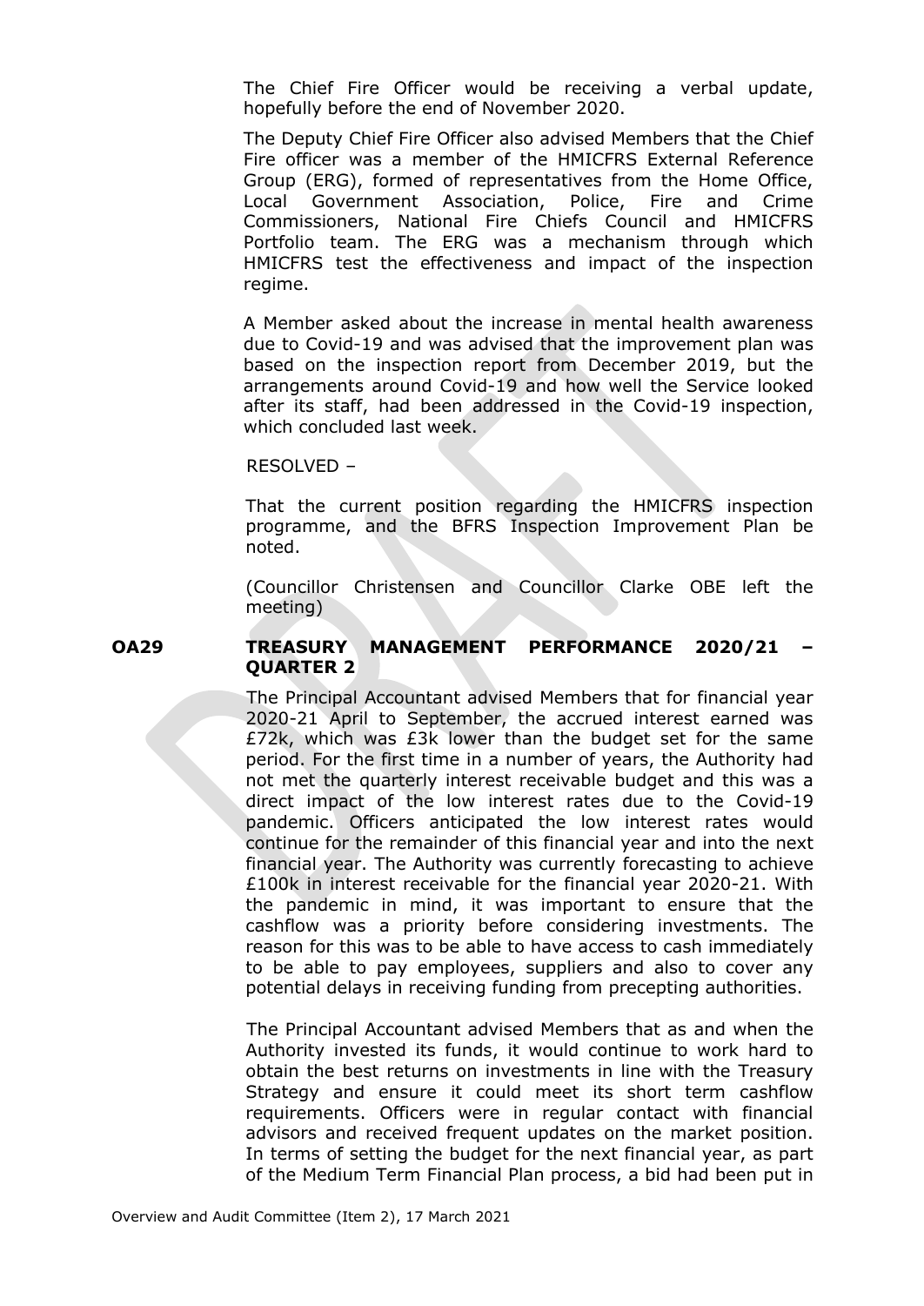The Chief Fire Officer would be receiving a verbal update, hopefully before the end of November 2020.

The Deputy Chief Fire Officer also advised Members that the Chief Fire officer was a member of the HMICFRS External Reference Group (ERG), formed of representatives from the Home Office, Local Government Association, Police, Fire and Crime Commissioners, National Fire Chiefs Council and HMICFRS Portfolio team. The ERG was a mechanism through which HMICFRS test the effectiveness and impact of the inspection regime.

A Member asked about the increase in mental health awareness due to Covid-19 and was advised that the improvement plan was based on the inspection report from December 2019, but the arrangements around Covid-19 and how well the Service looked after its staff, had been addressed in the Covid-19 inspection, which concluded last week.

RESOLVED –

That the current position regarding the HMICFRS inspection programme, and the BFRS Inspection Improvement Plan be noted.

(Councillor Christensen and Councillor Clarke OBE left the meeting)

**OA29 TREASURY MANAGEMENT PERFORMANCE 2020/21 – QUARTER 2**

The Principal Accountant advised Members that for financial year 2020-21 April to September, the accrued interest earned was £72k, which was £3k lower than the budget set for the same period. For the first time in a number of years, the Authority had not met the quarterly interest receivable budget and this was a direct impact of the low interest rates due to the Covid-19 pandemic. Officers anticipated the low interest rates would continue for the remainder of this financial year and into the next financial year. The Authority was currently forecasting to achieve £100k in interest receivable for the financial year 2020-21. With the pandemic in mind, it was important to ensure that the cashflow was a priority before considering investments. The reason for this was to be able to have access to cash immediately to be able to pay employees, suppliers and also to cover any potential delays in receiving funding from precepting authorities.

The Principal Accountant advised Members that as and when the Authority invested its funds, it would continue to work hard to obtain the best returns on investments in line with the Treasury Strategy and ensure it could meet its short term cashflow requirements. Officers were in regular contact with financial advisors and received frequent updates on the market position. In terms of setting the budget for the next financial year, as part of the Medium Term Financial Plan process, a bid had been put in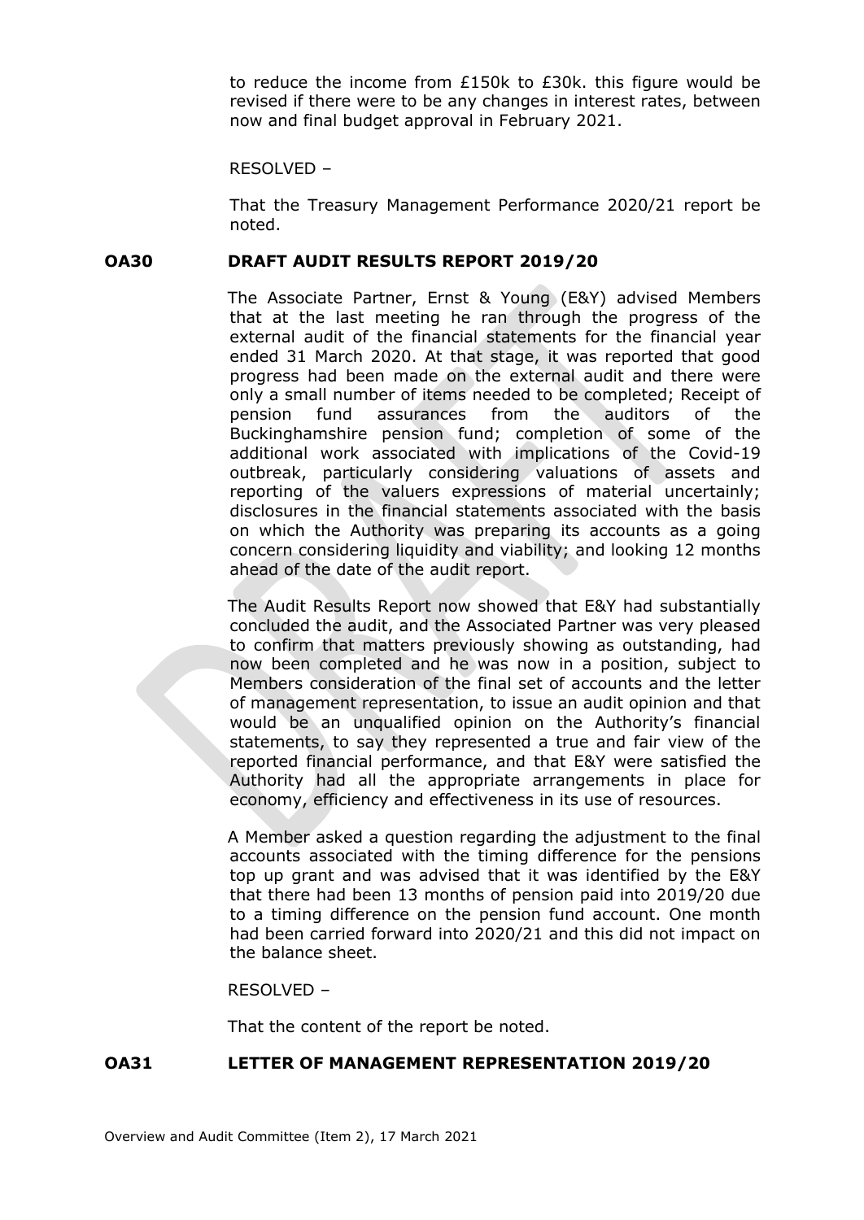to reduce the income from £150k to £30k. this figure would be revised if there were to be any changes in interest rates, between now and final budget approval in February 2021.

RESOLVED –

That the Treasury Management Performance 2020/21 report be noted.

## OA30 DRAFT AUDIT RESULTS REPORT 2019/20

The Associate Partner, Ernst & Young (E&Y) advised Members that at the last meeting he ran through the progress of the external audit of the financial statements for the financial year ended 31 March 2020. At that stage, it was reported that good progress had been made on the external audit and there were only a small number of items needed to be completed; Receipt of pension fund assurances from the auditors of the Buckinghamshire pension fund; completion of some of the additional work associated with implications of the Covid-19 outbreak, particularly considering valuations of assets and reporting of the valuers expressions of material uncertainly; disclosures in the financial statements associated with the basis on which the Authority was preparing its accounts as a going concern considering liquidity and viability; and looking 12 months ahead of the date of the audit report.

The Audit Results Report now showed that E&Y had substantially concluded the audit, and the Associated Partner was very pleased to confirm that matters previously showing as outstanding, had now been completed and he was now in a position, subject to Members consideration of the final set of accounts and the letter of management representation, to issue an audit opinion and that would be an unqualified opinion on the Authority's financial statements, to say they represented a true and fair view of the reported financial performance, and that E&Y were satisfied the Authority had all the appropriate arrangements in place for economy, efficiency and effectiveness in its use of resources.

A Member asked a question regarding the adjustment to the final accounts associated with the timing difference for the pensions top up grant and was advised that it was identified by the E&Y that there had been 13 months of pension paid into 2019/20 due to a timing difference on the pension fund account. One month had been carried forward into 2020/21 and this did not impact on the balance sheet.

RESOLVED –

That the content of the report be noted.

## OA31 LETTER OF MANAGEMENT REPRESENTATION 2019/20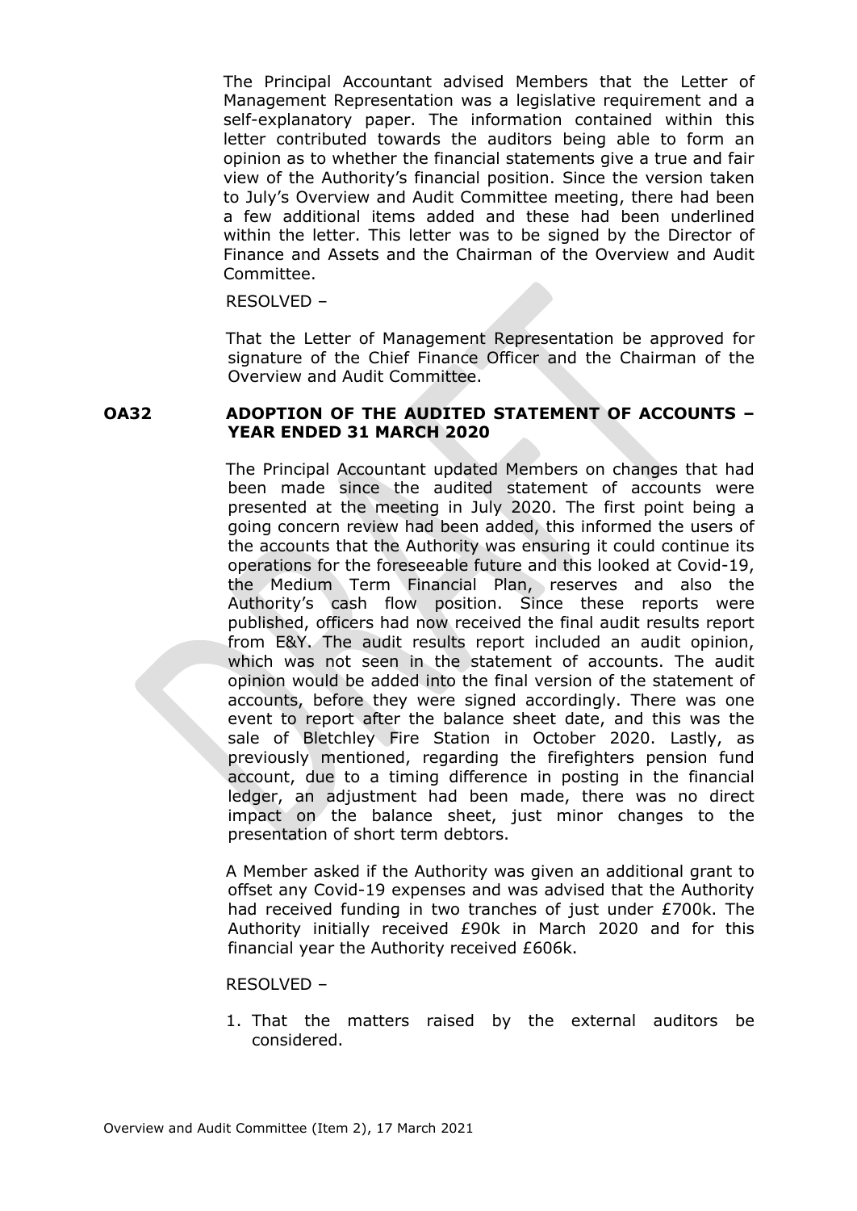The Principal Accountant advised Members that the Letter of Management Representation was a legislative requirement and a self-explanatory paper. The information contained within this letter contributed towards the auditors being able to form an opinion as to whether the financial statements give a true and fair view of the Authority's financial position. Since the version taken to July's Overview and Audit Committee meeting, there had been a few additional items added and these had been underlined within the letter. This letter was to be signed by the Director of Finance and Assets and the Chairman of the Overview and Audit Committee.

RESOLVED –

That the Letter of Management Representation be approved for signature of the Chief Finance Officer and the Chairman of the Overview and Audit Committee.

**OA32 ADOPTION OF THE AUDITED STATEMENT OF ACCOUNTS – YEAR ENDED 31 MARCH 2020**

The Principal Accountant updated Members on changes that had been made since the audited statement of accounts were presented at the meeting in July 2020. The first point being a going concern review had been added, this informed the users of the accounts that the Authority was ensuring it could continue its operations for the foreseeable future and this looked at Covid-19, the Medium Term Financial Plan, reserves and also the Authority's cash flow position. Since these reports were published, officers had now received the final audit results report from E&Y. The audit results report included an audit opinion, which was not seen in the statement of accounts. The audit opinion would be added into the final version of the statement of accounts, before they were signed accordingly. There was one event to report after the balance sheet date, and this was the sale of Bletchley Fire Station in October 2020. Lastly, as previously mentioned, regarding the firefighters pension fund account, due to a timing difference in posting in the financial ledger, an adjustment had been made, there was no direct impact on the balance sheet, just minor changes to the presentation of short term debtors.

A Member asked if the Authority was given an additional grant to offset any Covid-19 expenses and was advised that the Authority had received funding in two tranches of just under £700k. The Authority initially received £90k in March 2020 and for this financial year the Authority received £606k.

RESOLVED –

1. That the matters raised by the external auditors be considered.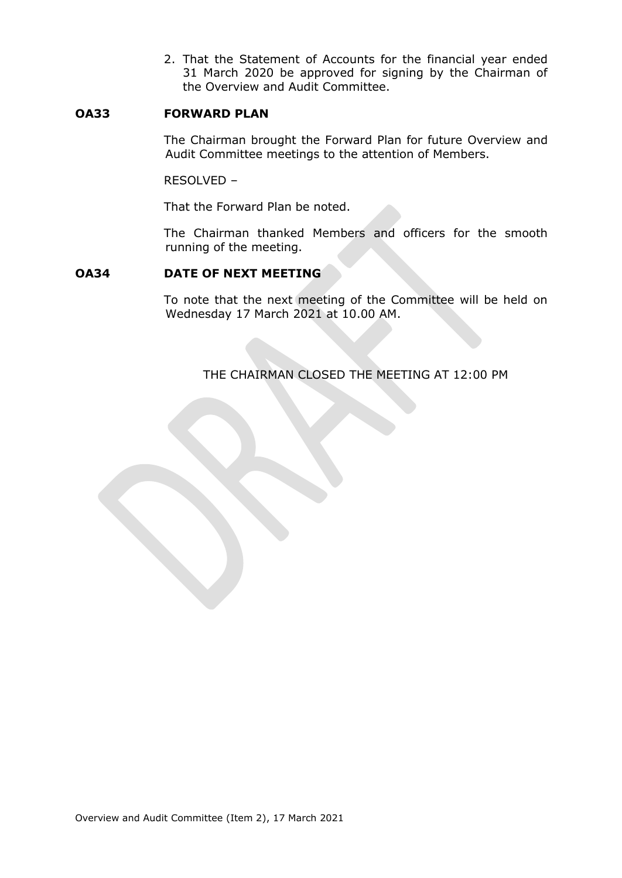2. That the Statement of Accounts for the financial year ended 31 March 2020 be approved for signing by the Chairman of the Overview and Audit Committee.

**OA33 FORWARD PLAN**

The Chairman brought the Forward Plan for future Overview and Audit Committee meetings to the attention of Members.

RESOLVED –

That the Forward Plan be noted.

The Chairman thanked Members and officers for the smooth running of the meeting.

**OA34 DATE OF NEXT MEETING**

To note that the next meeting of the Committee will be held on Wednesday 17 March 2021 at 10.00 AM.

THE CHAIRMAN CLOSED THE MEETING AT 12:00 PM